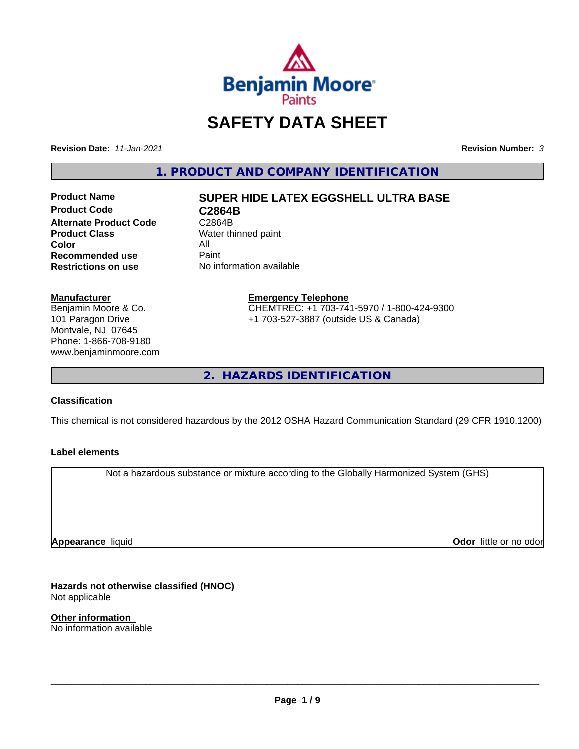# SAFETY DATA SHEET

**Revision Date:** *11-Jan-2021*

**Revision Number:** *3*

## 1. PRODUCT AND COMPANY IDENTIFICATION

| | |
|---|---|
| **Product Name** | **SUPER HIDE LATEX EGGSHELL ULTRA BASE** |
| **Product Code** | **C2864B** |
| **Alternate Product Code** | C2864B |
| **Product Class** | Water thinned paint |
| **Color** | All |
| **Recommended use** | Paint |
| **Restrictions on use** | No information available |

**Manufacturer**
Benjamin Moore & Co.
101 Paragon Drive
Montvale, NJ 07645
Phone: 1-866-708-9180
www.benjaminmoore.com

**Emergency Telephone**
CHEMTREC: +1 703-741-5970 / 1-800-424-9300
+1 703-527-3887 (outside US & Canada)

## 2. HAZARDS IDENTIFICATION

**Classification**

This chemical is not considered hazardous by the 2012 OSHA Hazard Communication Standard (29 CFR 1910.1200)

**Label elements**

Not a hazardous substance or mixture according to the Globally Harmonized System (GHS)

**Appearance** liquid

**Odor** little or no odor

**Hazards not otherwise classified (HNOC)**
Not applicable

**Other information**
No information available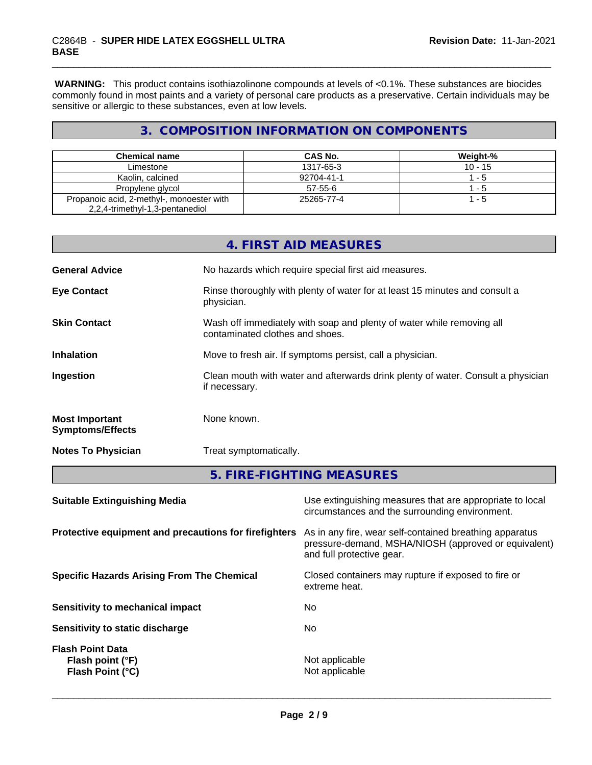**WARNING:** This product contains isothiazolinone compounds at levels of <0.1%. These substances are biocides commonly found in most paints and a variety of personal care products as a preservative. Certain individuals may be sensitive or allergic to these substances, even at low levels.

## 3. COMPOSITION INFORMATION ON COMPONENTS

| Chemical name | CAS No. | Weight-% |
| --- | --- | --- |
| Limestone | 1317-65-3 | 10 - 15 |
| Kaolin, calcined | 92704-41-1 | 1 - 5 |
| Propylene glycol | 57-55-6 | 1 - 5 |
| Propanoic acid, 2-methyl-, monoester with 2,2,4-trimethyl-1,3-pentanediol | 25265-77-4 | 1 - 5 |

## 4. FIRST AID MEASURES

**General Advice**
No hazards which require special first aid measures.

**Eye Contact**
Rinse thoroughly with plenty of water for at least 15 minutes and consult a physician.

**Skin Contact**
Wash off immediately with soap and plenty of water while removing all contaminated clothes and shoes.

**Inhalation**
Move to fresh air. If symptoms persist, call a physician.

**Ingestion**
Clean mouth with water and afterwards drink plenty of water. Consult a physician if necessary.

**Most Important Symptoms/Effects**
None known.

**Notes To Physician**
Treat symptomatically.

## 5. FIRE-FIGHTING MEASURES

**Suitable Extinguishing Media**
Use extinguishing measures that are appropriate to local circumstances and the surrounding environment.

**Protective equipment and precautions for firefighters**
As in any fire, wear self-contained breathing apparatus pressure-demand, MSHA/NIOSH (approved or equivalent) and full protective gear.

**Specific Hazards Arising From The Chemical**
Closed containers may rupture if exposed to fire or extreme heat.

**Sensitivity to mechanical impact**
No

**Sensitivity to static discharge**
No

**Flash Point Data**
**Flash point (°F)** Not applicable
**Flash Point (°C)** Not applicable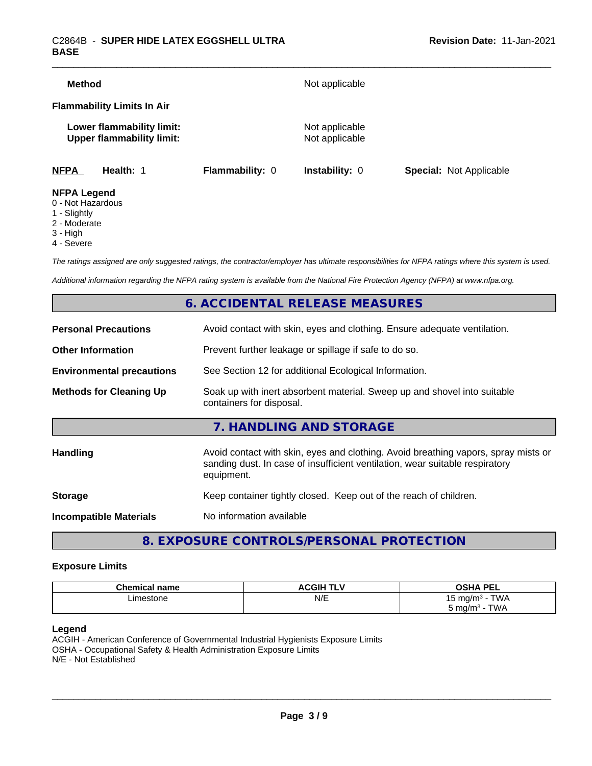**Method** Not applicable

**Flammability Limits In Air**

**Lower flammability limit:** Not applicable
**Upper flammability limit:** Not applicable

| **NFPA** | **Health:** 1 | **Flammability:** 0 | **Instability:** 0 | **Special:** Not Applicable |
|---|---|---|---|---|

**NFPA Legend**
0 - Not Hazardous
1 - Slightly
2 - Moderate
3 - High
4 - Severe

*The ratings assigned are only suggested ratings, the contractor/employer has ultimate responsibilities for NFPA ratings where this system is used.*

*Additional information regarding the NFPA rating system is available from the National Fire Protection Agency (NFPA) at www.nfpa.org.*

## 6. ACCIDENTAL RELEASE MEASURES

**Personal Precautions** Avoid contact with skin, eyes and clothing. Ensure adequate ventilation.

**Other Information** Prevent further leakage or spillage if safe to do so.

**Environmental precautions** See Section 12 for additional Ecological Information.

**Methods for Cleaning Up** Soak up with inert absorbent material. Sweep up and shovel into suitable containers for disposal.

## 7. HANDLING AND STORAGE

**Handling** Avoid contact with skin, eyes and clothing. Avoid breathing vapors, spray mists or sanding dust. In case of insufficient ventilation, wear suitable respiratory equipment.

**Storage** Keep container tightly closed. Keep out of the reach of children.

**Incompatible Materials** No information available

## 8. EXPOSURE CONTROLS/PERSONAL PROTECTION

**Exposure Limits**

| Chemical name | ACGIH TLV | OSHA PEL |
|---|---|---|
| Limestone | N/E | 15 mg/m³ - TWA<br>5 mg/m³ - TWA |

**Legend**
ACGIH - American Conference of Governmental Industrial Hygienists Exposure Limits
OSHA - Occupational Safety & Health Administration Exposure Limits
N/E - Not Established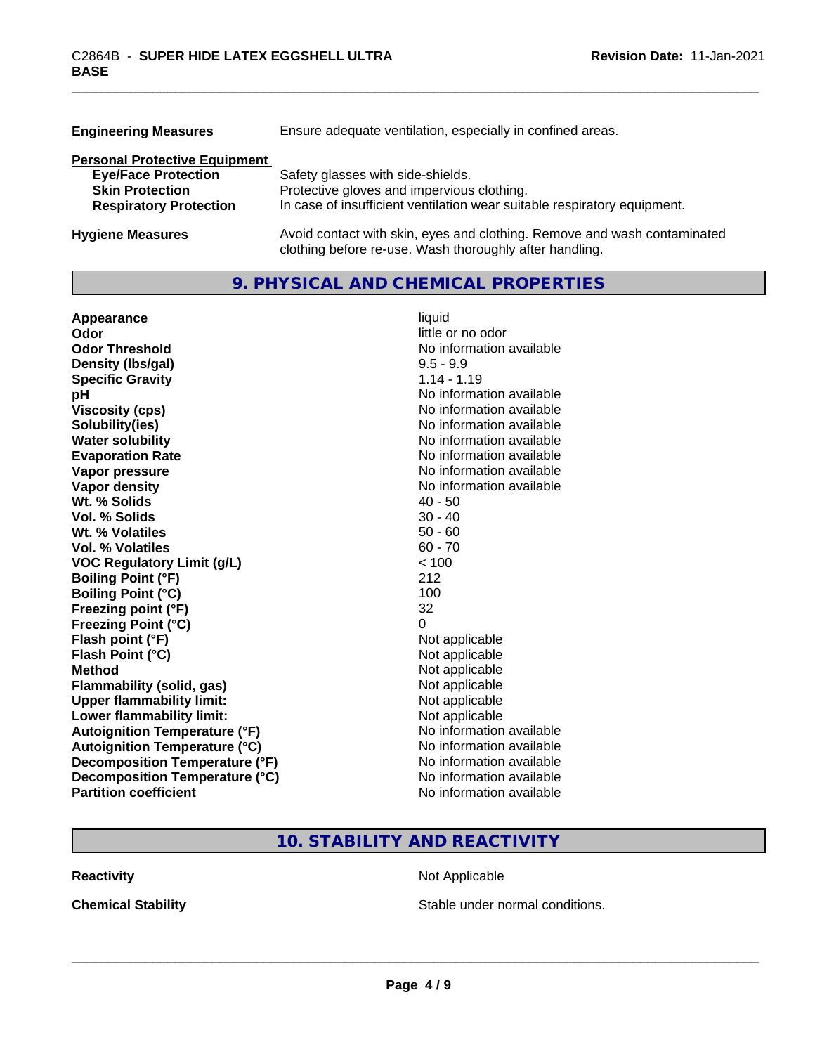| | |
|---|---|
| **Engineering Measures** | Ensure adequate ventilation, especially in confined areas. |

**Personal Protective Equipment**

| | |
|---|---|
| **Eye/Face Protection** | Safety glasses with side-shields. |
| **Skin Protection** | Protective gloves and impervious clothing. |
| **Respiratory Protection** | In case of insufficient ventilation wear suitable respiratory equipment. |

| | |
|---|---|
| **Hygiene Measures** | Avoid contact with skin, eyes and clothing. Remove and wash contaminated clothing before re-use. Wash thoroughly after handling. |

## 9. PHYSICAL AND CHEMICAL PROPERTIES

| | |
|---|---|
| **Appearance** | liquid |
| **Odor** | little or no odor |
| **Odor Threshold** | No information available |
| **Density (lbs/gal)** | 9.5 - 9.9 |
| **Specific Gravity** | 1.14 - 1.19 |
| **pH** | No information available |
| **Viscosity (cps)** | No information available |
| **Solubility(ies)** | No information available |
| **Water solubility** | No information available |
| **Evaporation Rate** | No information available |
| **Vapor pressure** | No information available |
| **Vapor density** | No information available |
| **Wt. % Solids** | 40 - 50 |
| **Vol. % Solids** | 30 - 40 |
| **Wt. % Volatiles** | 50 - 60 |
| **Vol. % Volatiles** | 60 - 70 |
| **VOC Regulatory Limit (g/L)** | < 100 |
| **Boiling Point (°F)** | 212 |
| **Boiling Point (°C)** | 100 |
| **Freezing point (°F)** | 32 |
| **Freezing Point (°C)** | 0 |
| **Flash point (°F)** | Not applicable |
| **Flash Point (°C)** | Not applicable |
| **Method** | Not applicable |
| **Flammability (solid, gas)** | Not applicable |
| **Upper flammability limit:** | Not applicable |
| **Lower flammability limit:** | Not applicable |
| **Autoignition Temperature (°F)** | No information available |
| **Autoignition Temperature (°C)** | No information available |
| **Decomposition Temperature (°F)** | No information available |
| **Decomposition Temperature (°C)** | No information available |
| **Partition coefficient** | No information available |

## 10. STABILITY AND REACTIVITY

| | |
|---|---|
| **Reactivity** | Not Applicable |
| **Chemical Stability** | Stable under normal conditions. |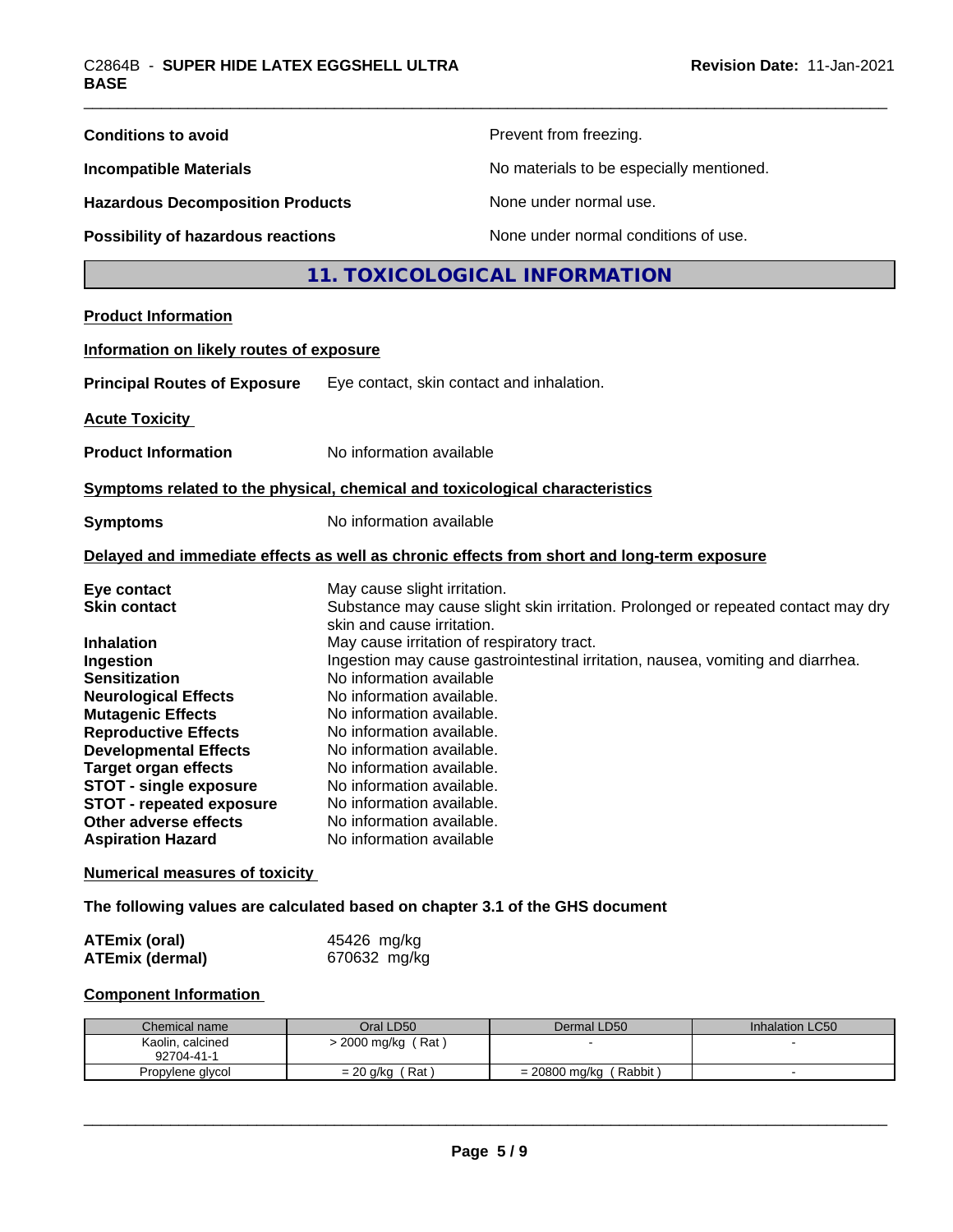**Conditions to avoid** Prevent from freezing.

**Incompatible Materials** No materials to be especially mentioned.

**Hazardous Decomposition Products** None under normal use.

**Possibility of hazardous reactions** None under normal conditions of use.

## 11. TOXICOLOGICAL INFORMATION

**Product Information**

**Information on likely routes of exposure**

**Principal Routes of Exposure** Eye contact, skin contact and inhalation.

**Acute Toxicity**

**Product Information** No information available

**Symptoms related to the physical, chemical and toxicological characteristics**

**Symptoms** No information available

**Delayed and immediate effects as well as chronic effects from short and long-term exposure**

**Eye contact** May cause slight irritation.
**Skin contact** Substance may cause slight skin irritation. Prolonged or repeated contact may dry skin and cause irritation.
**Inhalation** May cause irritation of respiratory tract.
**Ingestion** Ingestion may cause gastrointestinal irritation, nausea, vomiting and diarrhea.
**Sensitization** No information available
**Neurological Effects** No information available.
**Mutagenic Effects** No information available.
**Reproductive Effects** No information available.
**Developmental Effects** No information available.
**Target organ effects** No information available.
**STOT - single exposure** No information available.
**STOT - repeated exposure** No information available.
**Other adverse effects** No information available.
**Aspiration Hazard** No information available

**Numerical measures of toxicity**

**The following values are calculated based on chapter 3.1 of the GHS document**

**ATEmix (oral)** 45426 mg/kg
**ATEmix (dermal)** 670632 mg/kg

**Component Information**

| Chemical name | Oral LD50 | Dermal LD50 | Inhalation LC50 |
|---|---|---|---|
| Kaolin, calcined 92704-41-1 | > 2000 mg/kg ( Rat ) | - | - |
| Propylene glycol | = 20 g/kg ( Rat ) | = 20800 mg/kg ( Rabbit ) | - |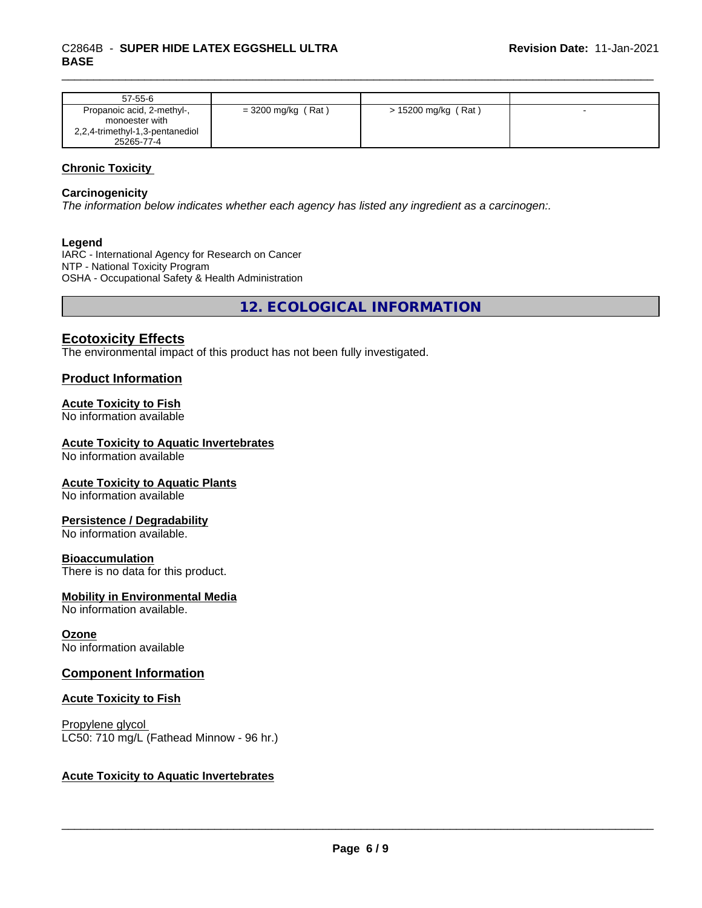| | | | |
|---|---|---|---|
| 57-55-6 | | | |
| Propanoic acid, 2-methyl-, monoester with 2,2,4-trimethyl-1,3-pentanediol 25265-77-4 | = 3200 mg/kg ( Rat ) | > 15200 mg/kg ( Rat ) | - |

## Chronic Toxicity

### Carcinogenicity

*The information below indicates whether each agency has listed any ingredient as a carcinogen:.*

### Legend

IARC - International Agency for Research on Cancer
NTP - National Toxicity Program
OSHA - Occupational Safety & Health Administration

# 12. ECOLOGICAL INFORMATION

## Ecotoxicity Effects

The environmental impact of this product has not been fully investigated.

## Product Information

### Acute Toxicity to Fish

No information available

### Acute Toxicity to Aquatic Invertebrates

No information available

### Acute Toxicity to Aquatic Plants

No information available

### Persistence / Degradability

No information available.

### Bioaccumulation

There is no data for this product.

### Mobility in Environmental Media

No information available.

### Ozone

No information available

## Component Information

### Acute Toxicity to Fish

Propylene glycol
LC50: 710 mg/L (Fathead Minnow - 96 hr.)

### Acute Toxicity to Aquatic Invertebrates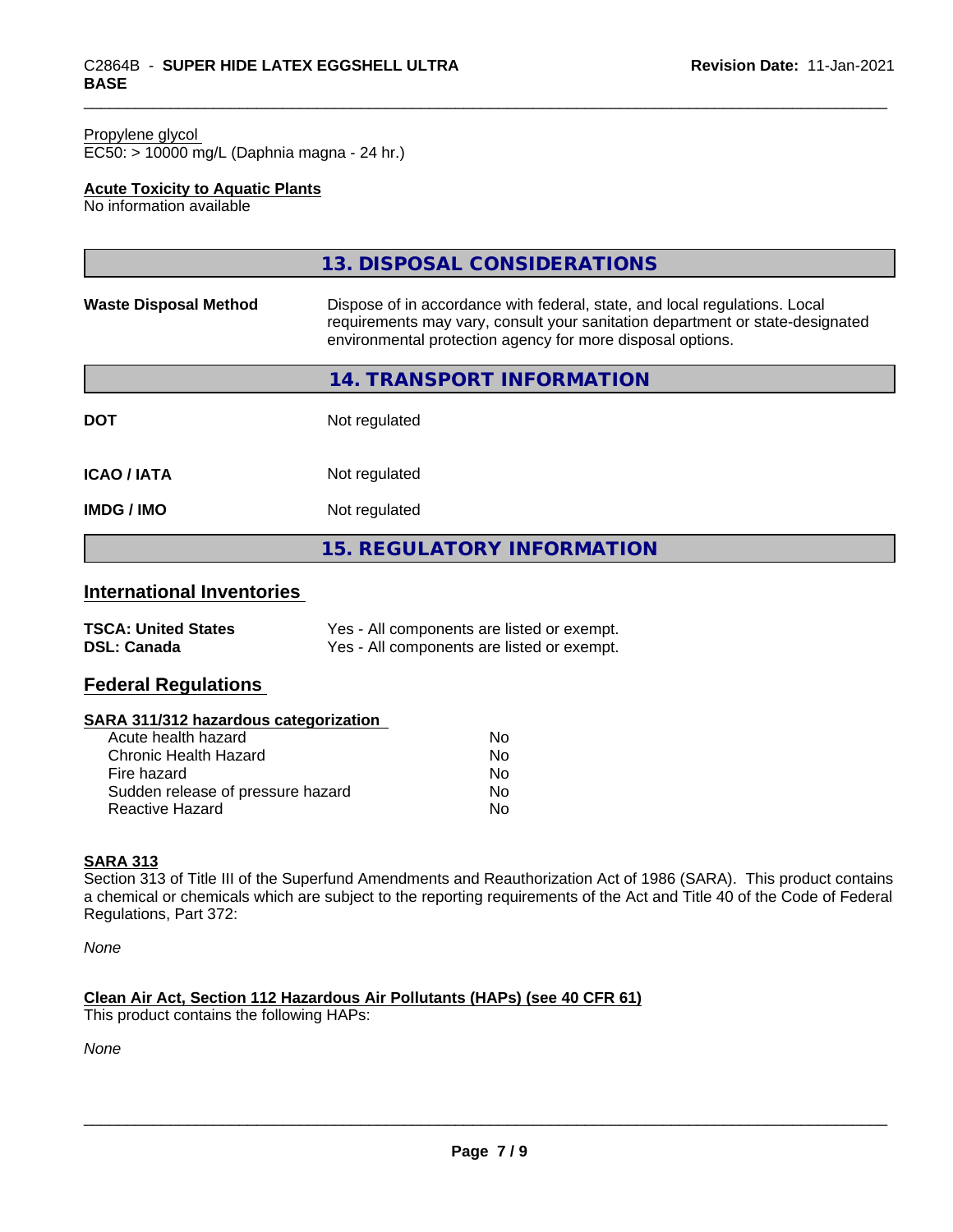Propylene glycol
EC50: > 10000 mg/L (Daphnia magna - 24 hr.)

**Acute Toxicity to Aquatic Plants**
No information available

## 13. DISPOSAL CONSIDERATIONS

| | |
|---|---|
| **Waste Disposal Method** | Dispose of in accordance with federal, state, and local regulations. Local requirements may vary, consult your sanitation department or state-designated environmental protection agency for more disposal options. |

## 14. TRANSPORT INFORMATION

| | |
|---|---|
| **DOT** | Not regulated |
| **ICAO / IATA** | Not regulated |
| **IMDG / IMO** | Not regulated |

## 15. REGULATORY INFORMATION

### International Inventories

| | |
|---|---|
| **TSCA: United States** | Yes - All components are listed or exempt. |
| **DSL: Canada** | Yes - All components are listed or exempt. |

### Federal Regulations

**SARA 311/312 hazardous categorization**

| | |
|---|---|
| Acute health hazard | No |
| Chronic Health Hazard | No |
| Fire hazard | No |
| Sudden release of pressure hazard | No |
| Reactive Hazard | No |

**SARA 313**
Section 313 of Title III of the Superfund Amendments and Reauthorization Act of 1986 (SARA). This product contains a chemical or chemicals which are subject to the reporting requirements of the Act and Title 40 of the Code of Federal Regulations, Part 372:

*None*

**Clean Air Act, Section 112 Hazardous Air Pollutants (HAPs) (see 40 CFR 61)**
This product contains the following HAPs:

*None*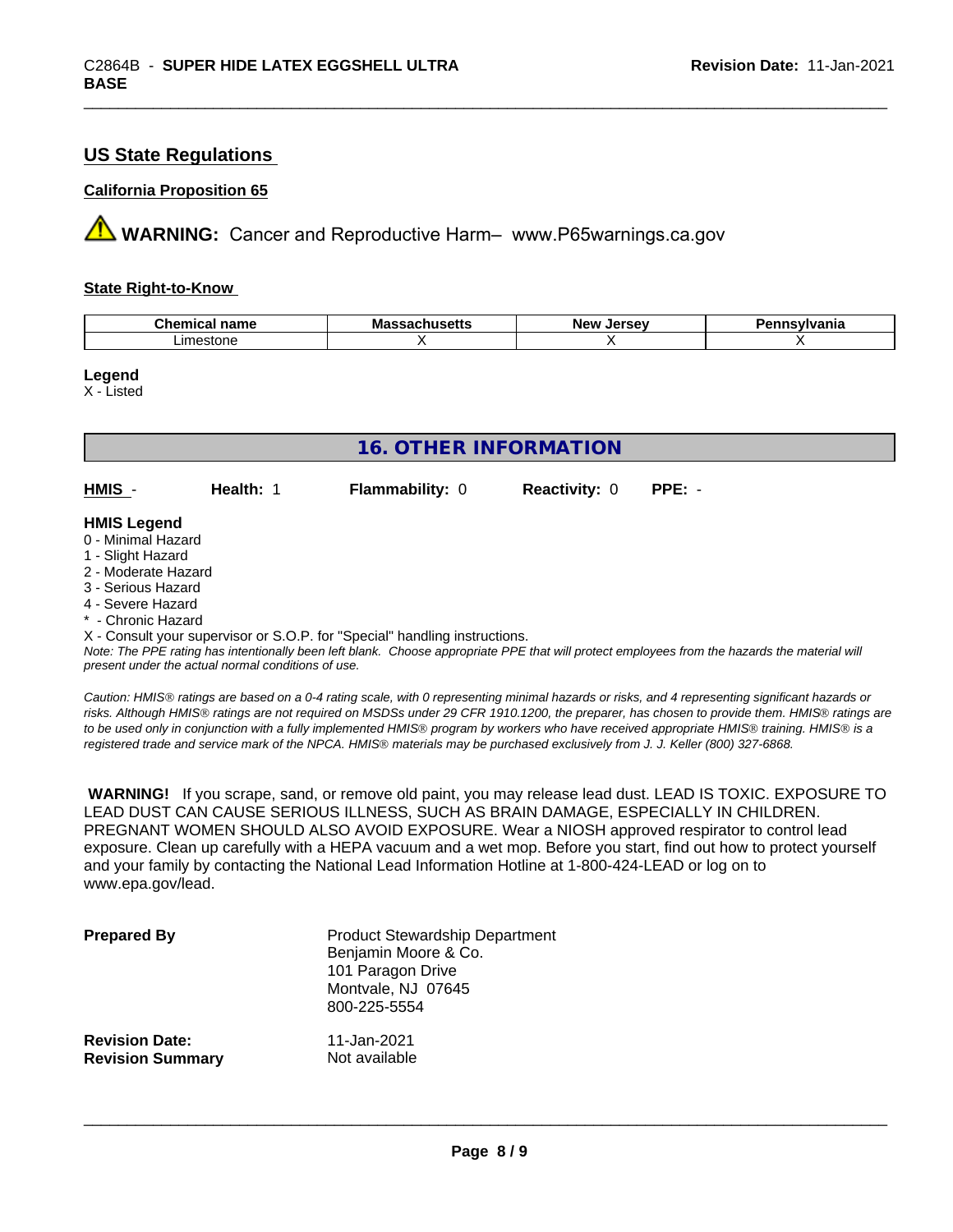## US State Regulations

**California Proposition 65**

⚠ **WARNING:** Cancer and Reproductive Harm– www.P65warnings.ca.gov

**State Right-to-Know**

| Chemical name | Massachusetts | New Jersey | Pennsylvania |
|---|---|---|---|
| Limestone | X | X | X |

**Legend**
X - Listed

## 16. OTHER INFORMATION

**HMIS** - **Health:** 1 **Flammability:** 0 **Reactivity:** 0 **PPE:** -

**HMIS Legend**
0 - Minimal Hazard
1 - Slight Hazard
2 - Moderate Hazard
3 - Serious Hazard
4 - Severe Hazard
* - Chronic Hazard
X - Consult your supervisor or S.O.P. for "Special" handling instructions.

*Note: The PPE rating has intentionally been left blank. Choose appropriate PPE that will protect employees from the hazards the material will present under the actual normal conditions of use.*

*Caution: HMIS® ratings are based on a 0-4 rating scale, with 0 representing minimal hazards or risks, and 4 representing significant hazards or risks. Although HMIS® ratings are not required on MSDSs under 29 CFR 1910.1200, the preparer, has chosen to provide them. HMIS® ratings are to be used only in conjunction with a fully implemented HMIS® program by workers who have received appropriate HMIS® training. HMIS® is a registered trade and service mark of the NPCA. HMIS® materials may be purchased exclusively from J. J. Keller (800) 327-6868.*

**WARNING!** If you scrape, sand, or remove old paint, you may release lead dust. LEAD IS TOXIC. EXPOSURE TO LEAD DUST CAN CAUSE SERIOUS ILLNESS, SUCH AS BRAIN DAMAGE, ESPECIALLY IN CHILDREN. PREGNANT WOMEN SHOULD ALSO AVOID EXPOSURE. Wear a NIOSH approved respirator to control lead exposure. Clean up carefully with a HEPA vacuum and a wet mop. Before you start, find out how to protect yourself and your family by contacting the National Lead Information Hotline at 1-800-424-LEAD or log on to www.epa.gov/lead.

**Prepared By** Product Stewardship Department
Benjamin Moore & Co.
101 Paragon Drive
Montvale, NJ 07645
800-225-5554

**Revision Date:** 11-Jan-2021
**Revision Summary** Not available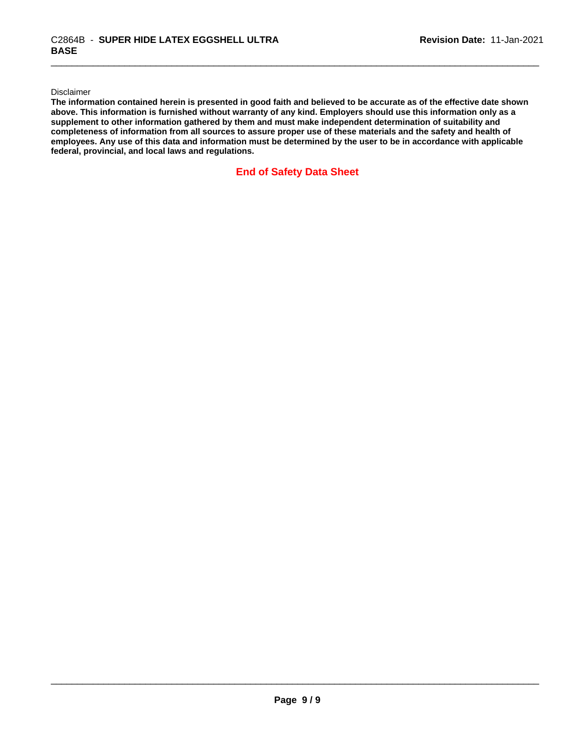Disclaimer

**The information contained herein is presented in good faith and believed to be accurate as of the effective date shown above. This information is furnished without warranty of any kind. Employers should use this information only as a supplement to other information gathered by them and must make independent determination of suitability and completeness of information from all sources to assure proper use of these materials and the safety and health of employees. Any use of this data and information must be determined by the user to be in accordance with applicable federal, provincial, and local laws and regulations.**

**End of Safety Data Sheet**